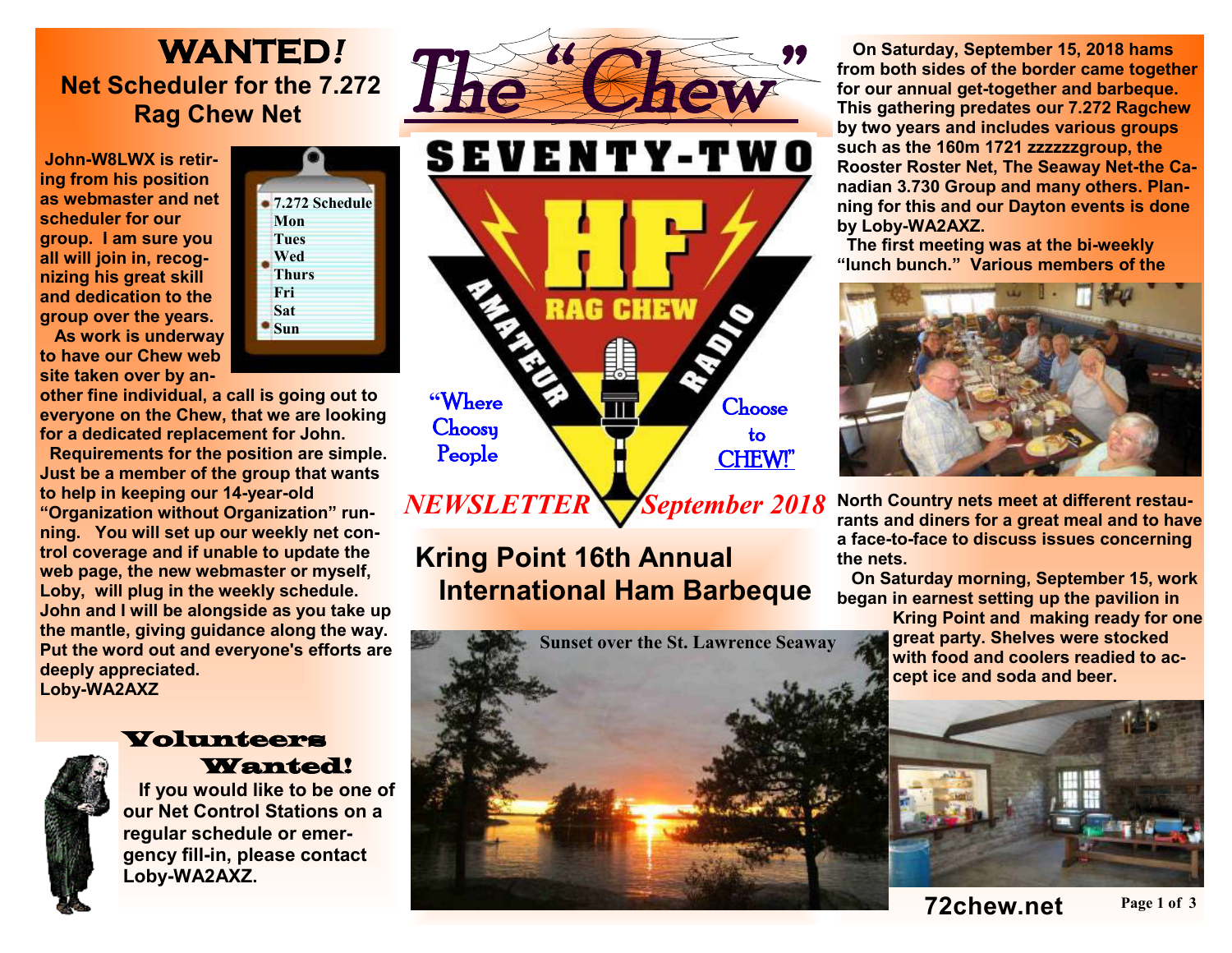# The "Chew"

SEVENTY-TWO HF RAG CHEW AMATEUR RADIO

"Where Choosy People Choose to CHEW!"

*NEWSLETTER September 2018*

## WANTED*!*

### Net Scheduler for the 7.272 Rag Chew Net

**John-W8LWX is retiring from his position as webmaster and net scheduler for our group. I am sure you all will join in, recognizing his great skill and dedication to the group over the years.**

**As work is underway to have our Chew web site taken over by another fine individual, a call is going out to everyone on the Chew, that we are looking for a dedicated replacement for John.**

**Requirements for the position are simple. Just be a member of the group that wants to help in keeping our 14-year-old "Organization without Organization" running. You will set up our weekly net control coverage and if unable to update the web page, the new webmaster or myself, Loby, will plug in the weekly schedule. John and I will be alongside as you take up the mantle, giving guidance along the way. Put the word out and everyone's efforts are deeply appreciated.**

**Loby-WA2AXZ**

7.272 Schedule
Mon
Tues
Wed
Thurs
Fri
Sat
Sun

## Volunteers Wanted!

**If you would like to be one of our Net Control Stations on a regular schedule or emergency fill-in, please contact Loby-WA2AXZ.**

## Kring Point 16th Annual International Ham Barbeque

Sunset over the St. Lawrence Seaway

**On Saturday, September 15, 2018 hams from both sides of the border came together for our annual get-together and barbeque. This gathering predates our 7.272 Ragchew by two years and includes various groups such as the 160m 1721 zzzzzzgroup, the Rooster Roster Net, The Seaway Net-the Canadian 3.730 Group and many others. Planning for this and our Dayton events is done by Loby-WA2AXZ.**

**The first meeting was at the bi-weekly "lunch bunch." Various members of the North Country nets meet at different restaurants and diners for a great meal and to have a face-to-face to discuss issues concerning the nets.**

**On Saturday morning, September 15, work began in earnest setting up the pavilion in Kring Point and making ready for one great party. Shelves were stocked with food and coolers readied to accept ice and soda and beer.**

**72chew.net**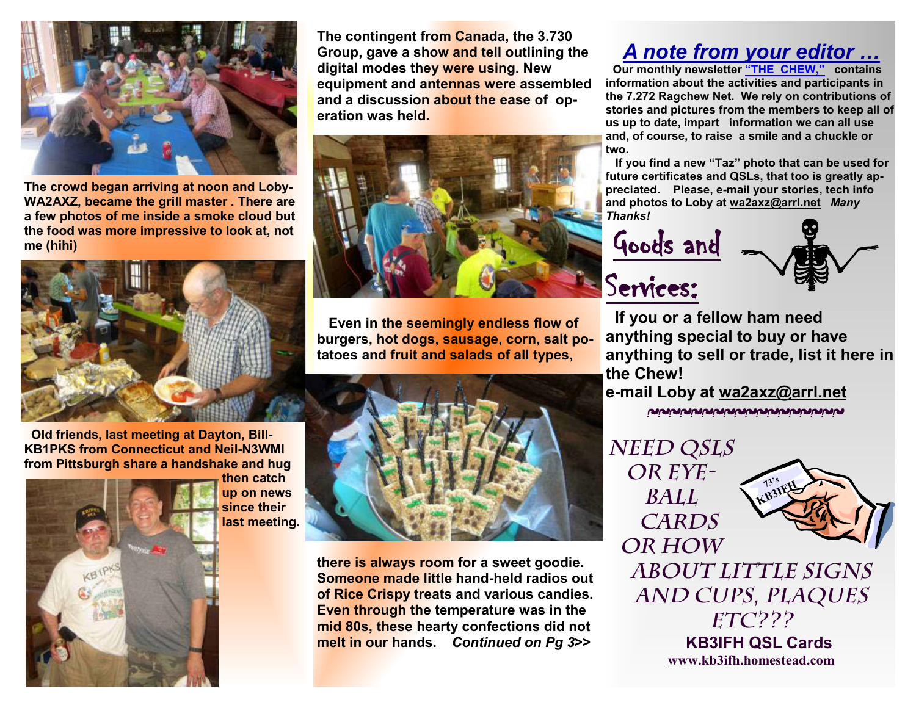The crowd began arriving at noon and Loby-WA2AXZ, became the grill master . There are a few photos of me inside a smoke cloud but the food was more impressive to look at, not me (hihi)

Old friends, last meeting at Dayton, Bill-KB1PKS from Connecticut and Neil-N3WMI from Pittsburgh share a handshake and hug then catch up on news since their last meeting.

The contingent from Canada, the 3.730 Group, gave a show and tell outlining the digital modes they were using. New equipment and antennas were assembled and a discussion about the ease of operation was held.

Even in the seemingly endless flow of burgers, hot dogs, sausage, corn, salt potatoes and fruit and salads of all types,

there is always room for a sweet goodie. Someone made little hand-held radios out of Rice Crispy treats and various candies. Even through the temperature was in the mid 80s, these hearty confections did not melt in our hands. *Continued on Pg 3>>*

## *A note from your editor …*

Our monthly newsletter **"THE CHEW,"** contains information about the activities and participants in the 7.272 Ragchew Net. We rely on contributions of stories and pictures from the members to keep all of us up to date, impart information we can all use and, of course, to raise a smile and a chuckle or two.

If you find a new "Taz" photo that can be used for future certificates and QSLs, that too is greatly appreciated. Please, e-mail your stories, tech info and photos to Loby at wa2axz@arrl.net *Many Thanks!*

## Goods and Services:

If you or a fellow ham need anything special to buy or have anything to sell or trade, list it here in the Chew!

e-mail Loby at wa2axz@arrl.net

NEED QSLS OR EYE-BALL CARDS OR HOW ABOUT LITTLE SIGNS AND CUPS, PLAQUES ETC???

**KB3IFH QSL Cards**

www.kb3ifh.homestead.com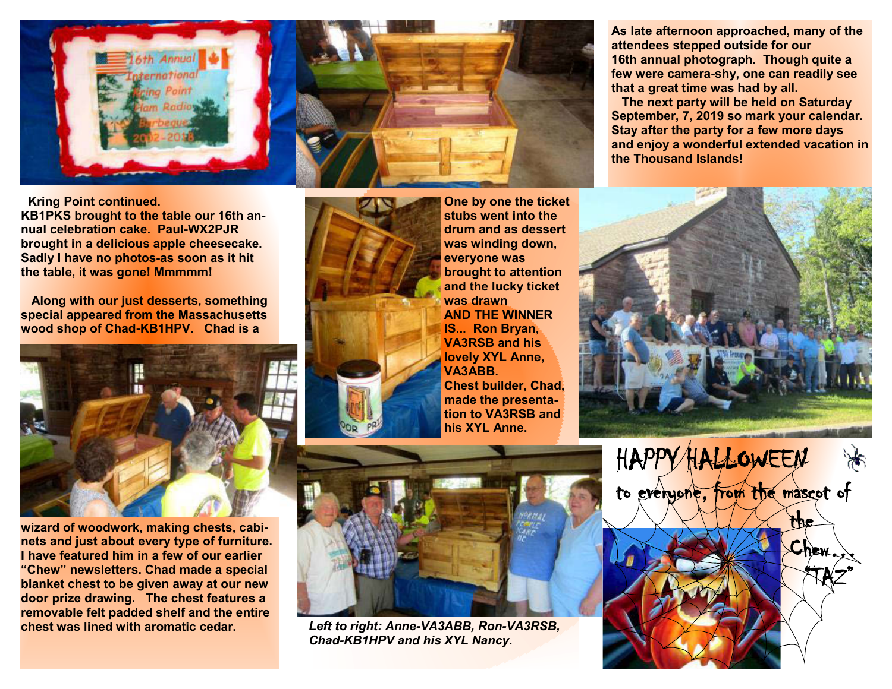As late afternoon approached, many of the attendees stepped outside for our 16th annual photograph. Though quite a few were camera-shy, one can readily see that a great time was had by all.

The next party will be held on Saturday September, 7, 2019 so mark your calendar. Stay after the party for a few more days and enjoy a wonderful extended vacation in the Thousand Islands!

Kring Point continued.

KB1PKS brought to the table our 16th annual celebration cake. Paul-WX2PJR brought in a delicious apple cheesecake. Sadly I have no photos-as soon as it hit the table, it was gone! Mmmmm!

Along with our just desserts, something special appeared from the Massachusetts wood shop of Chad-KB1HPV. Chad is a wizard of woodwork, making chests, cabinets and just about every type of furniture. I have featured him in a few of our earlier "Chew" newsletters. Chad made a special blanket chest to be given away at our new door prize drawing. The chest features a removable felt padded shelf and the entire chest was lined with aromatic cedar.

One by one the ticket stubs went into the drum and as dessert was winding down, everyone was brought to attention and the lucky ticket was drawn AND THE WINNER IS... Ron Bryan, VA3RSB and his lovely XYL Anne, VA3ABB.

Chest builder, Chad, made the presentation to VA3RSB and his XYL Anne.

*Left to right: Anne-VA3ABB, Ron-VA3RSB, Chad-KB1HPV and his XYL Nancy.*

HAPPY HALLOWEEN to everyone, from the mascot of the Chew... "TAZ"